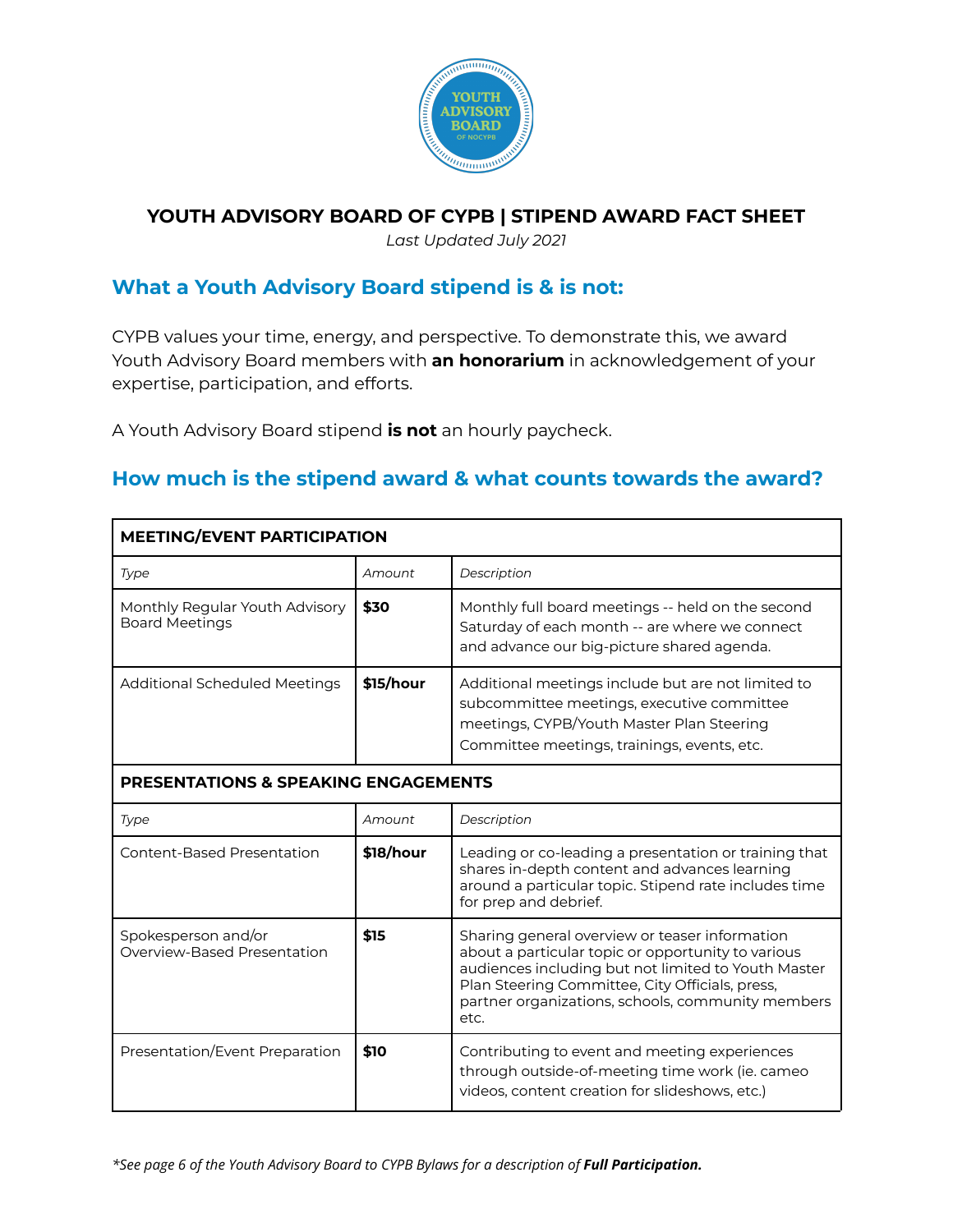# YOUTH ADVISORY BOARD OF CYPB | STIPEND AWARD FACT SHEET

*Last Updated July 2021*

## What a Youth Advisory Board stipend is & is not:

CYPB values your time, energy, and perspective. To demonstrate this, we award Youth Advisory Board members with **an honorarium** in acknowledgement of your expertise, participation, and efforts.

A Youth Advisory Board stipend **is not** an hourly paycheck.

## How much is the stipend award & what counts towards the award?

| **MEETING/EVENT PARTICIPATION** | | |
|---|---|---|
| *Type* | *Amount* | *Description* |
| Monthly Regular Youth Advisory Board Meetings | **$30** | Monthly full board meetings -- held on the second Saturday of each month -- are where we connect and advance our big-picture shared agenda. |
| Additional Scheduled Meetings | **$15/hour** | Additional meetings include but are not limited to subcommittee meetings, executive committee meetings, CYPB/Youth Master Plan Steering Committee meetings, trainings, events, etc. |
| **PRESENTATIONS & SPEAKING ENGAGEMENTS** | | |
| *Type* | *Amount* | *Description* |
| Content-Based Presentation | **$18/hour** | Leading or co-leading a presentation or training that shares in-depth content and advances learning around a particular topic. Stipend rate includes time for prep and debrief. |
| Spokesperson and/or Overview-Based Presentation | **$15** | Sharing general overview or teaser information about a particular topic or opportunity to various audiences including but not limited to Youth Master Plan Steering Committee, City Officials, press, partner organizations, schools, community members etc. |
| Presentation/Event Preparation | **$10** | Contributing to event and meeting experiences through outside-of-meeting time work (ie. cameo videos, content creation for slideshows, etc.) |

*\*See page 6 of the Youth Advisory Board to CYPB Bylaws for a description of **Full Participation.***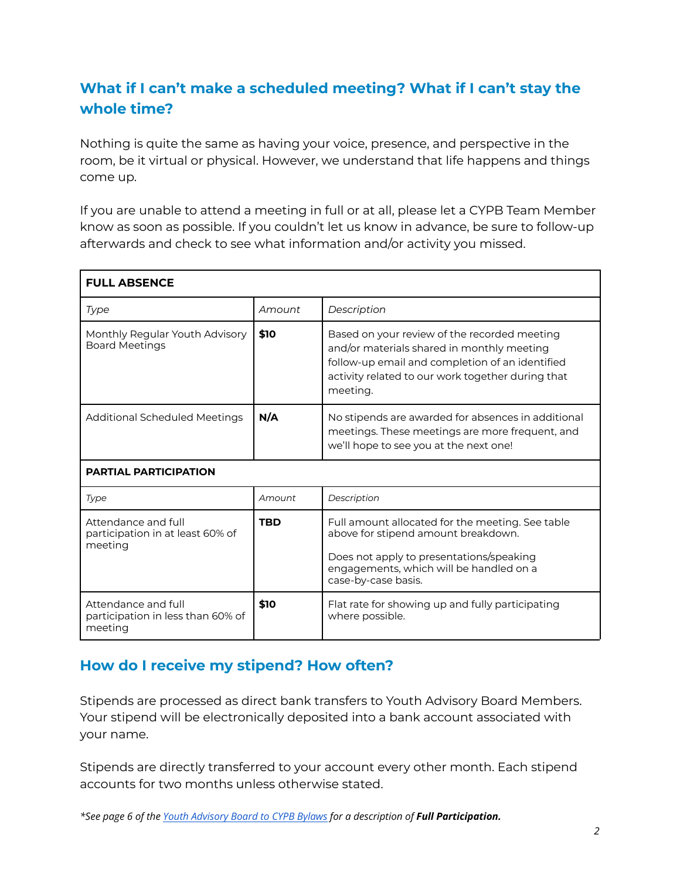## What if I can't make a scheduled meeting? What if I can't stay the whole time?

Nothing is quite the same as having your voice, presence, and perspective in the room, be it virtual or physical. However, we understand that life happens and things come up.

If you are unable to attend a meeting in full or at all, please let a CYPB Team Member know as soon as possible. If you couldn't let us know in advance, be sure to follow-up afterwards and check to see what information and/or activity you missed.

| **FULL ABSENCE** | | |
|---|---|---|
| *Type* | *Amount* | *Description* |
| Monthly Regular Youth Advisory Board Meetings | **$10** | Based on your review of the recorded meeting and/or materials shared in monthly meeting follow-up email and completion of an identified activity related to our work together during that meeting. |
| Additional Scheduled Meetings | **N/A** | No stipends are awarded for absences in additional meetings. These meetings are more frequent, and we'll hope to see you at the next one! |
| **PARTIAL PARTICIPATION** | | |
| *Type* | *Amount* | *Description* |
| Attendance and full participation in at least 60% of meeting | **TBD** | Full amount allocated for the meeting. See table above for stipend amount breakdown.<br><br>Does not apply to presentations/speaking engagements, which will be handled on a case-by-case basis. |
| Attendance and full participation in less than 60% of meeting | **$10** | Flat rate for showing up and fully participating where possible. |

## How do I receive my stipend? How often?

Stipends are processed as direct bank transfers to Youth Advisory Board Members. Your stipend will be electronically deposited into a bank account associated with your name.

Stipends are directly transferred to your account every other month. Each stipend accounts for two months unless otherwise stated.

*\*See page 6 of the [Youth Advisory Board to CYPB Bylaws]() for a description of **Full Participation.***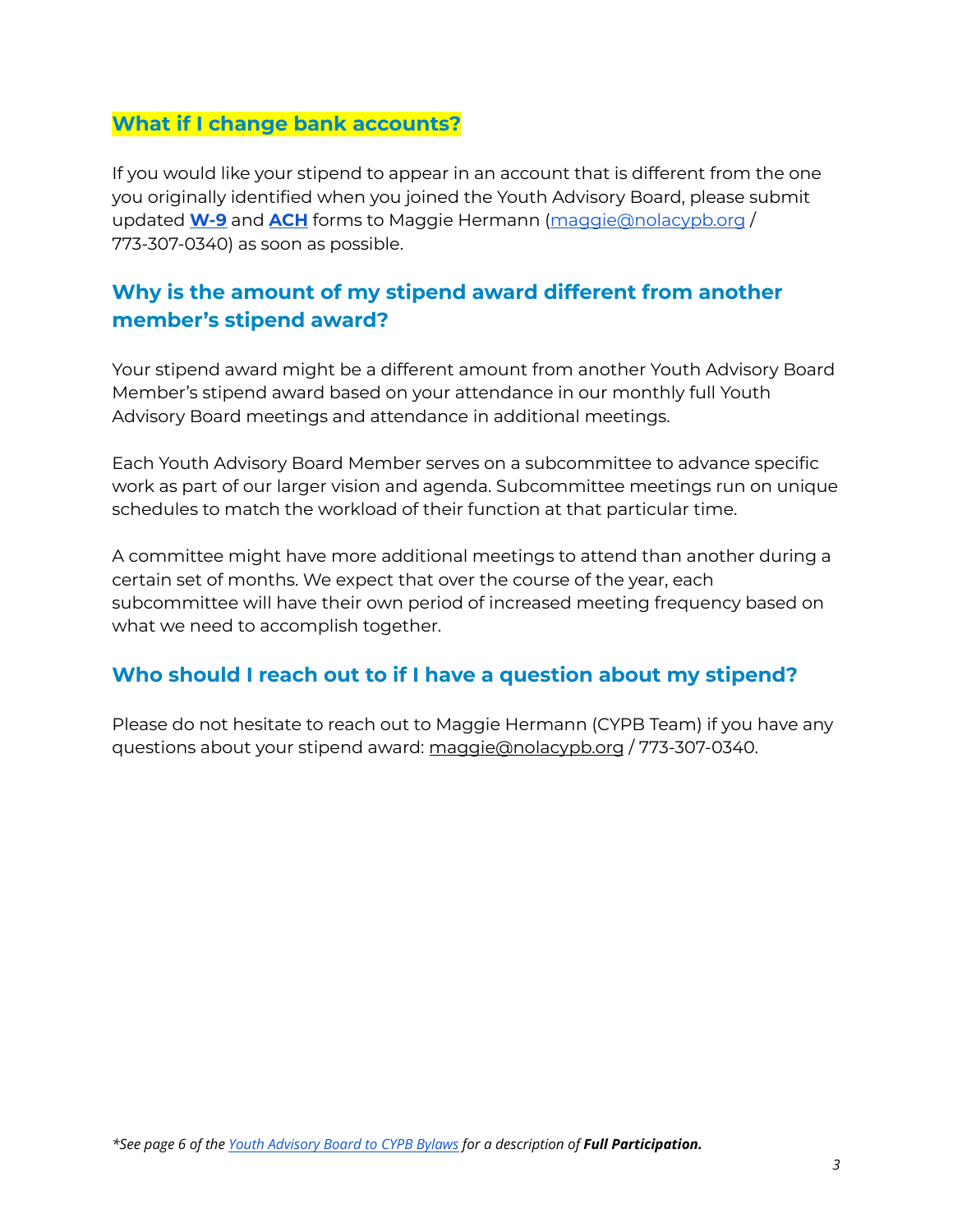## What if I change bank accounts?

If you would like your stipend to appear in an account that is different from the one you originally identified when you joined the Youth Advisory Board, please submit updated **W-9** and **ACH** forms to Maggie Hermann (maggie@nolacypb.org / 773-307-0340) as soon as possible.

## Why is the amount of my stipend award different from another member's stipend award?

Your stipend award might be a different amount from another Youth Advisory Board Member's stipend award based on your attendance in our monthly full Youth Advisory Board meetings and attendance in additional meetings.

Each Youth Advisory Board Member serves on a subcommittee to advance specific work as part of our larger vision and agenda. Subcommittee meetings run on unique schedules to match the workload of their function at that particular time.

A committee might have more additional meetings to attend than another during a certain set of months. We expect that over the course of the year, each subcommittee will have their own period of increased meeting frequency based on what we need to accomplish together.

## Who should I reach out to if I have a question about my stipend?

Please do not hesitate to reach out to Maggie Hermann (CYPB Team) if you have any questions about your stipend award: maggie@nolacypb.org / 773-307-0340.

*\*See page 6 of the Youth Advisory Board to CYPB Bylaws for a description of* ***Full Participation.***